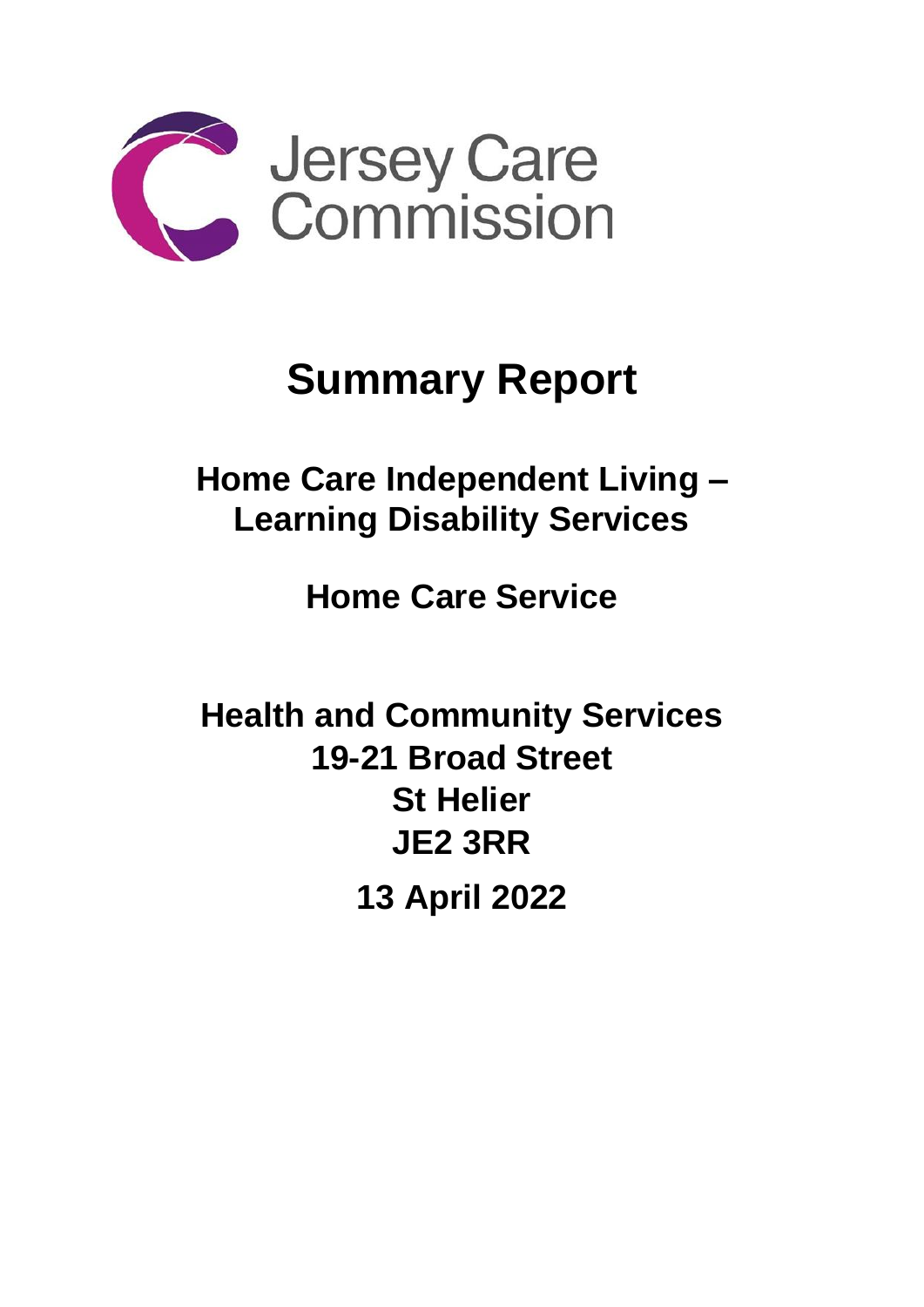Jersey Care Commission

# Summary Report

## Home Care Independent Living – Learning Disability Services

## Home Care Service

## Health and Community Services
## 19-21 Broad Street
## St Helier
## JE2 3RR

## 13 April 2022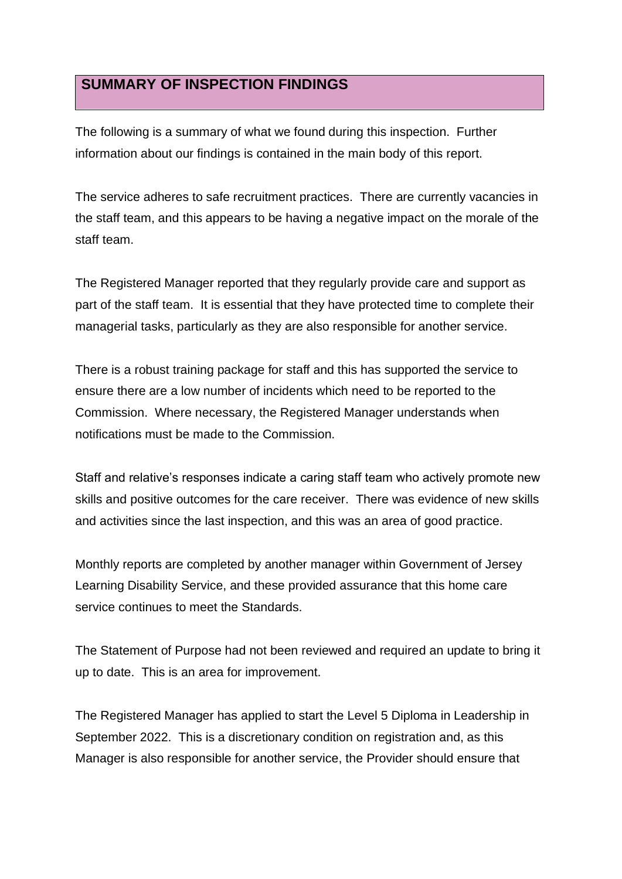## SUMMARY OF INSPECTION FINDINGS

The following is a summary of what we found during this inspection. Further information about our findings is contained in the main body of this report.

The service adheres to safe recruitment practices. There are currently vacancies in the staff team, and this appears to be having a negative impact on the morale of the staff team.

The Registered Manager reported that they regularly provide care and support as part of the staff team. It is essential that they have protected time to complete their managerial tasks, particularly as they are also responsible for another service.

There is a robust training package for staff and this has supported the service to ensure there are a low number of incidents which need to be reported to the Commission. Where necessary, the Registered Manager understands when notifications must be made to the Commission.

Staff and relative's responses indicate a caring staff team who actively promote new skills and positive outcomes for the care receiver. There was evidence of new skills and activities since the last inspection, and this was an area of good practice.

Monthly reports are completed by another manager within Government of Jersey Learning Disability Service, and these provided assurance that this home care service continues to meet the Standards.

The Statement of Purpose had not been reviewed and required an update to bring it up to date. This is an area for improvement.

The Registered Manager has applied to start the Level 5 Diploma in Leadership in September 2022. This is a discretionary condition on registration and, as this Manager is also responsible for another service, the Provider should ensure that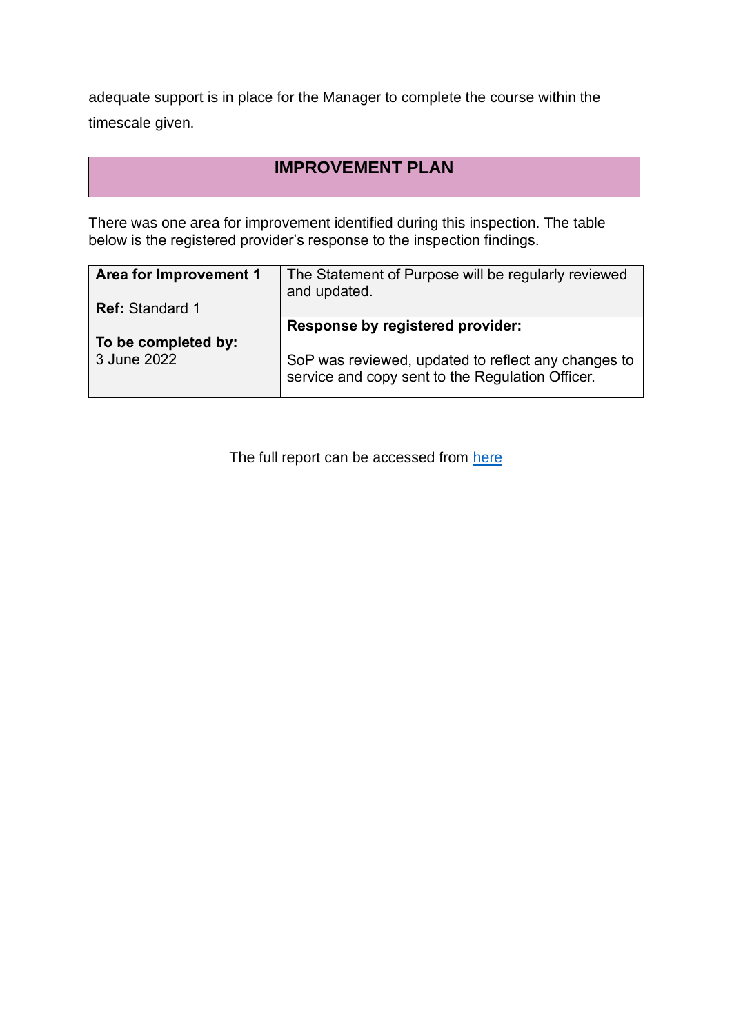adequate support is in place for the Manager to complete the course within the timescale given.

## IMPROVEMENT PLAN

There was one area for improvement identified during this inspection. The table below is the registered provider's response to the inspection findings.

| | |
|---|---|
| **Area for Improvement 1**<br><br>**Ref:** Standard 1<br><br>**To be completed by:**<br>3 June 2022 | The Statement of Purpose will be regularly reviewed and updated. |
| | **Response by registered provider:**<br><br>SoP was reviewed, updated to reflect any changes to service and copy sent to the Regulation Officer. |

The full report can be accessed from [here]